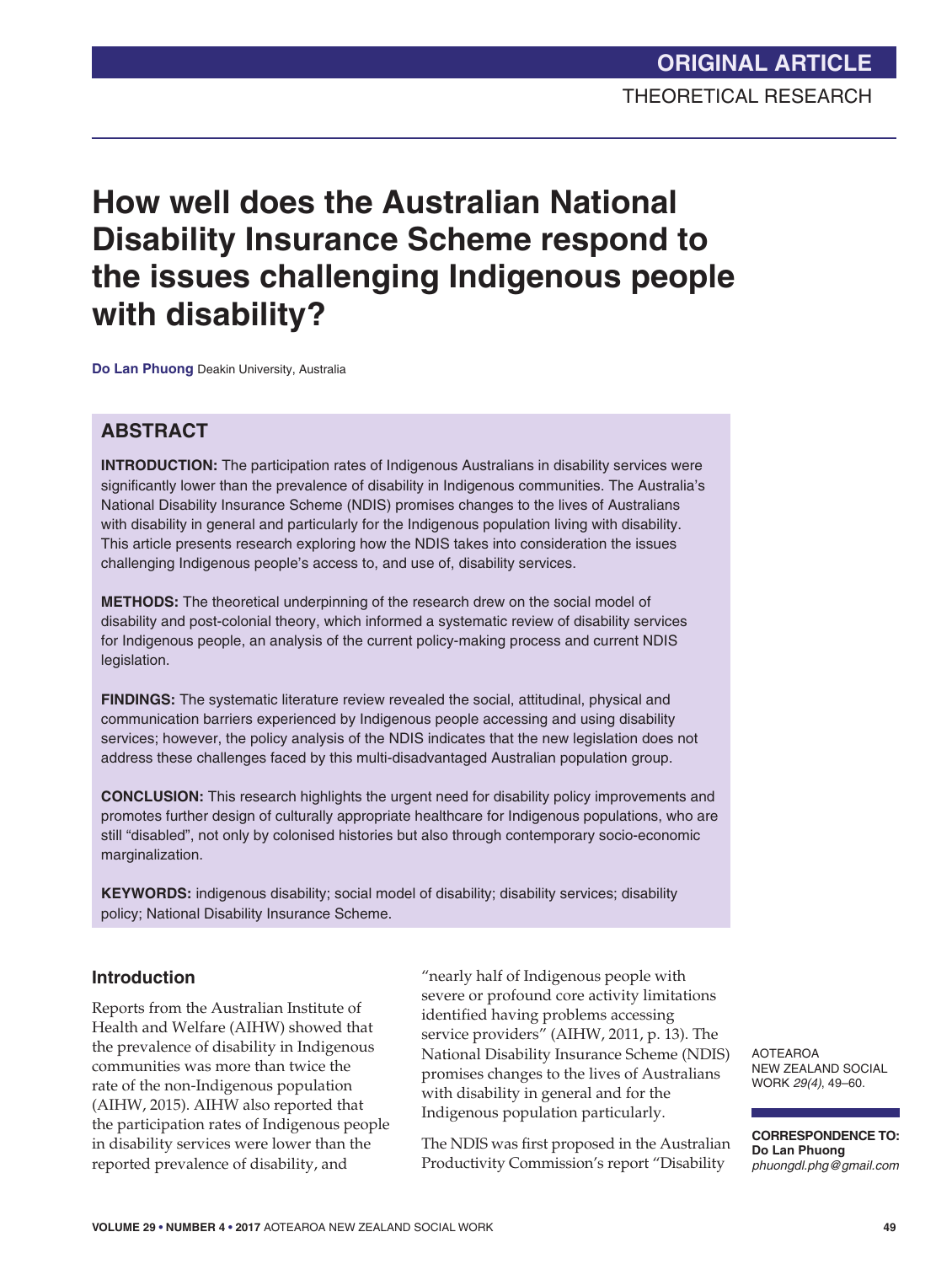ORIGINAL ARTICLE

THEORETICAL RESEARCH

# How well does the Australian National Disability Insurance Scheme respond to the issues challenging Indigenous people with disability?

**Do Lan Phuong** Deakin University, Australia

## ABSTRACT

**INTRODUCTION:** The participation rates of Indigenous Australians in disability services were significantly lower than the prevalence of disability in Indigenous communities. The Australia's National Disability Insurance Scheme (NDIS) promises changes to the lives of Australians with disability in general and particularly for the Indigenous population living with disability. This article presents research exploring how the NDIS takes into consideration the issues challenging Indigenous people's access to, and use of, disability services.

**METHODS:** The theoretical underpinning of the research drew on the social model of disability and post-colonial theory, which informed a systematic review of disability services for Indigenous people, an analysis of the current policy-making process and current NDIS legislation.

**FINDINGS:** The systematic literature review revealed the social, attitudinal, physical and communication barriers experienced by Indigenous people accessing and using disability services; however, the policy analysis of the NDIS indicates that the new legislation does not address these challenges faced by this multi-disadvantaged Australian population group.

**CONCLUSION:** This research highlights the urgent need for disability policy improvements and promotes further design of culturally appropriate healthcare for Indigenous populations, who are still "disabled", not only by colonised histories but also through contemporary socio-economic marginalization.

**KEYWORDS:** indigenous disability; social model of disability; disability services; disability policy; National Disability Insurance Scheme.

AOTEAROA NEW ZEALAND SOCIAL WORK *29(4)*, 49–60.

**CORRESPONDENCE TO:**
**Do Lan Phuong**
*phuongdl.phg@gmail.com*

## Introduction

Reports from the Australian Institute of Health and Welfare (AIHW) showed that the prevalence of disability in Indigenous communities was more than twice the rate of the non-Indigenous population (AIHW, 2015). AIHW also reported that the participation rates of Indigenous people in disability services were lower than the reported prevalence of disability, and "nearly half of Indigenous people with severe or profound core activity limitations identified having problems accessing service providers" (AIHW, 2011, p. 13). The National Disability Insurance Scheme (NDIS) promises changes to the lives of Australians with disability in general and for the Indigenous population particularly.

The NDIS was first proposed in the Australian Productivity Commission's report "Disability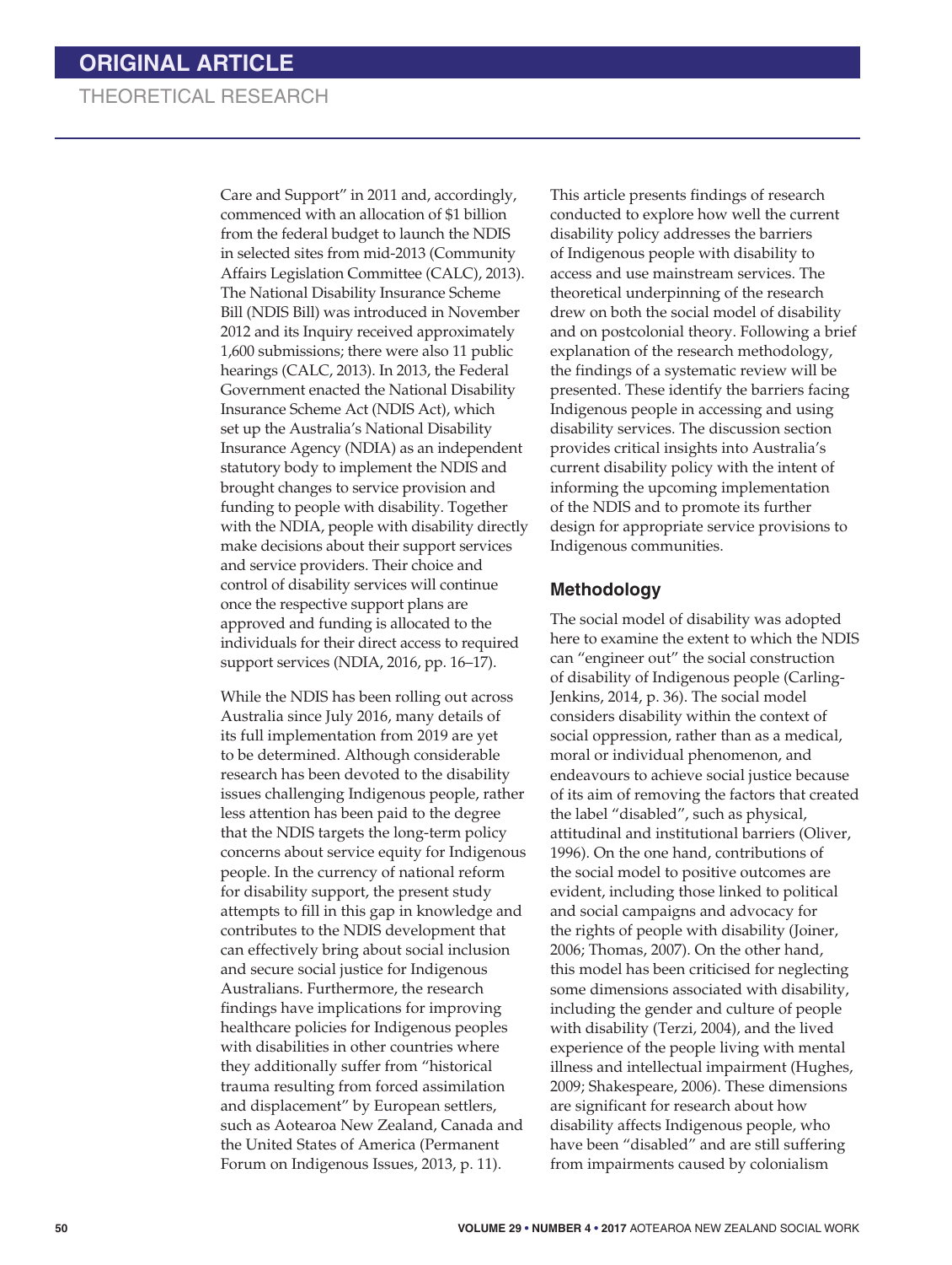Care and Support" in 2011 and, accordingly, commenced with an allocation of $1 billion from the federal budget to launch the NDIS in selected sites from mid-2013 (Community Affairs Legislation Committee (CALC), 2013). The National Disability Insurance Scheme Bill (NDIS Bill) was introduced in November 2012 and its Inquiry received approximately 1,600 submissions; there were also 11 public hearings (CALC, 2013). In 2013, the Federal Government enacted the National Disability Insurance Scheme Act (NDIS Act), which set up the Australia's National Disability Insurance Agency (NDIA) as an independent statutory body to implement the NDIS and brought changes to service provision and funding to people with disability. Together with the NDIA, people with disability directly make decisions about their support services and service providers. Their choice and control of disability services will continue once the respective support plans are approved and funding is allocated to the individuals for their direct access to required support services (NDIA, 2016, pp. 16–17).

While the NDIS has been rolling out across Australia since July 2016, many details of its full implementation from 2019 are yet to be determined. Although considerable research has been devoted to the disability issues challenging Indigenous people, rather less attention has been paid to the degree that the NDIS targets the long-term policy concerns about service equity for Indigenous people. In the currency of national reform for disability support, the present study attempts to fill in this gap in knowledge and contributes to the NDIS development that can effectively bring about social inclusion and secure social justice for Indigenous Australians. Furthermore, the research findings have implications for improving healthcare policies for Indigenous peoples with disabilities in other countries where they additionally suffer from "historical trauma resulting from forced assimilation and displacement" by European settlers, such as Aotearoa New Zealand, Canada and the United States of America (Permanent Forum on Indigenous Issues, 2013, p. 11).

This article presents findings of research conducted to explore how well the current disability policy addresses the barriers of Indigenous people with disability to access and use mainstream services. The theoretical underpinning of the research drew on both the social model of disability and on postcolonial theory. Following a brief explanation of the research methodology, the findings of a systematic review will be presented. These identify the barriers facing Indigenous people in accessing and using disability services. The discussion section provides critical insights into Australia's current disability policy with the intent of informing the upcoming implementation of the NDIS and to promote its further design for appropriate service provisions to Indigenous communities.

## Methodology

The social model of disability was adopted here to examine the extent to which the NDIS can "engineer out" the social construction of disability of Indigenous people (Carling-Jenkins, 2014, p. 36). The social model considers disability within the context of social oppression, rather than as a medical, moral or individual phenomenon, and endeavours to achieve social justice because of its aim of removing the factors that created the label "disabled", such as physical, attitudinal and institutional barriers (Oliver, 1996). On the one hand, contributions of the social model to positive outcomes are evident, including those linked to political and social campaigns and advocacy for the rights of people with disability (Joiner, 2006; Thomas, 2007). On the other hand, this model has been criticised for neglecting some dimensions associated with disability, including the gender and culture of people with disability (Terzi, 2004), and the lived experience of the people living with mental illness and intellectual impairment (Hughes, 2009; Shakespeare, 2006). These dimensions are significant for research about how disability affects Indigenous people, who have been "disabled" and are still suffering from impairments caused by colonialism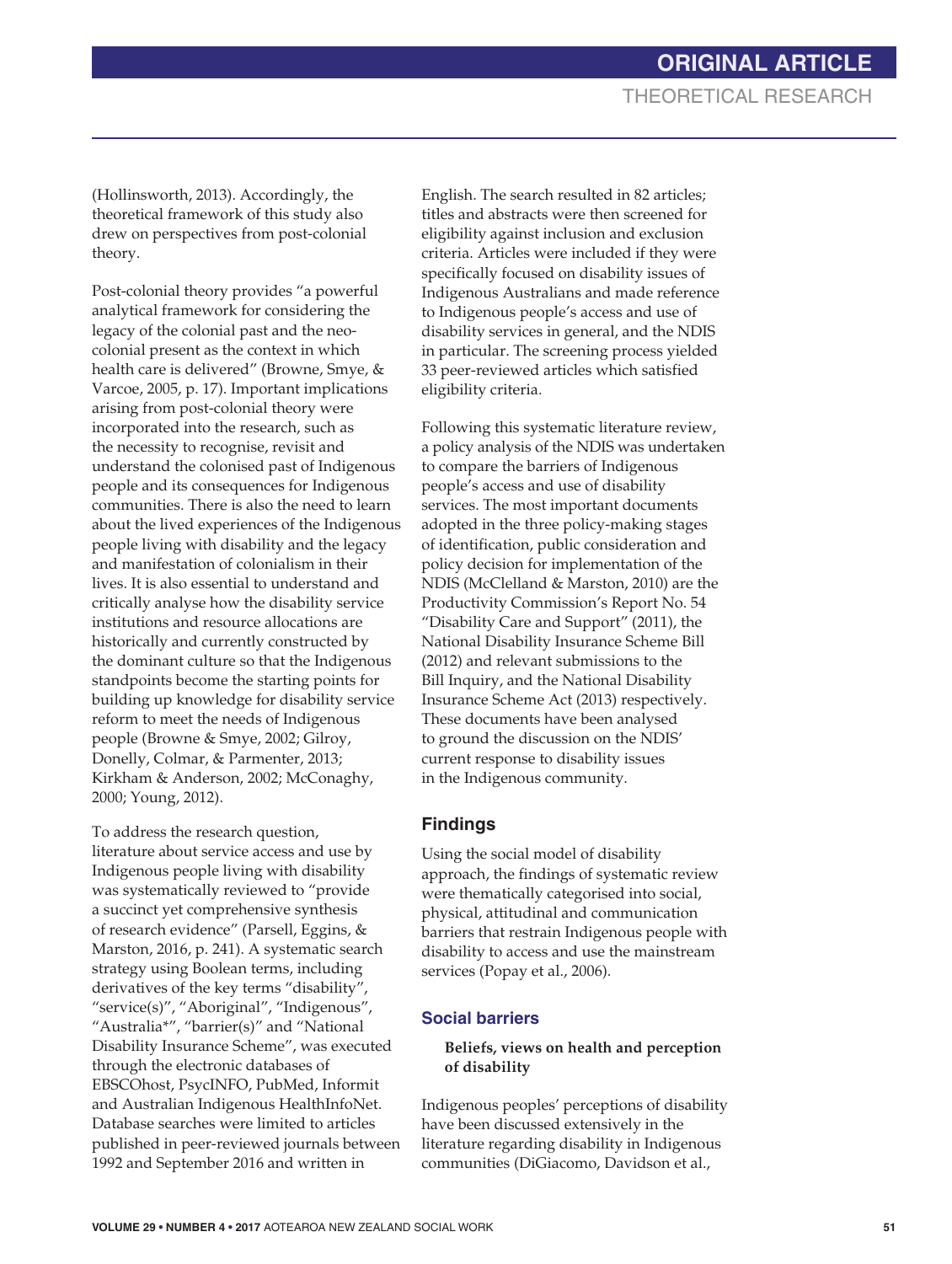(Hollinsworth, 2013). Accordingly, the theoretical framework of this study also drew on perspectives from post-colonial theory.

Post-colonial theory provides "a powerful analytical framework for considering the legacy of the colonial past and the neo-colonial present as the context in which health care is delivered" (Browne, Smye, & Varcoe, 2005, p. 17). Important implications arising from post-colonial theory were incorporated into the research, such as the necessity to recognise, revisit and understand the colonised past of Indigenous people and its consequences for Indigenous communities. There is also the need to learn about the lived experiences of the Indigenous people living with disability and the legacy and manifestation of colonialism in their lives. It is also essential to understand and critically analyse how the disability service institutions and resource allocations are historically and currently constructed by the dominant culture so that the Indigenous standpoints become the starting points for building up knowledge for disability service reform to meet the needs of Indigenous people (Browne & Smye, 2002; Gilroy, Donelly, Colmar, & Parmenter, 2013; Kirkham & Anderson, 2002; McConaghy, 2000; Young, 2012).

To address the research question, literature about service access and use by Indigenous people living with disability was systematically reviewed to "provide a succinct yet comprehensive synthesis of research evidence" (Parsell, Eggins, & Marston, 2016, p. 241). A systematic search strategy using Boolean terms, including derivatives of the key terms "disability", "service(s)", "Aboriginal", "Indigenous", "Australia*", "barrier(s)" and "National Disability Insurance Scheme", was executed through the electronic databases of EBSCOhost, PsycINFO, PubMed, Informit and Australian Indigenous HealthInfoNet. Database searches were limited to articles published in peer-reviewed journals between 1992 and September 2016 and written in English. The search resulted in 82 articles; titles and abstracts were then screened for eligibility against inclusion and exclusion criteria. Articles were included if they were specifically focused on disability issues of Indigenous Australians and made reference to Indigenous people's access and use of disability services in general, and the NDIS in particular. The screening process yielded 33 peer-reviewed articles which satisfied eligibility criteria.

Following this systematic literature review, a policy analysis of the NDIS was undertaken to compare the barriers of Indigenous people's access and use of disability services. The most important documents adopted in the three policy-making stages of identification, public consideration and policy decision for implementation of the NDIS (McClelland & Marston, 2010) are the Productivity Commission's Report No. 54 "Disability Care and Support" (2011), the National Disability Insurance Scheme Bill (2012) and relevant submissions to the Bill Inquiry, and the National Disability Insurance Scheme Act (2013) respectively. These documents have been analysed to ground the discussion on the NDIS' current response to disability issues in the Indigenous community.

## Findings

Using the social model of disability approach, the findings of systematic review were thematically categorised into social, physical, attitudinal and communication barriers that restrain Indigenous people with disability to access and use the mainstream services (Popay et al., 2006).

### Social barriers

#### Beliefs, views on health and perception of disability

Indigenous peoples' perceptions of disability have been discussed extensively in the literature regarding disability in Indigenous communities (DiGiacomo, Davidson et al.,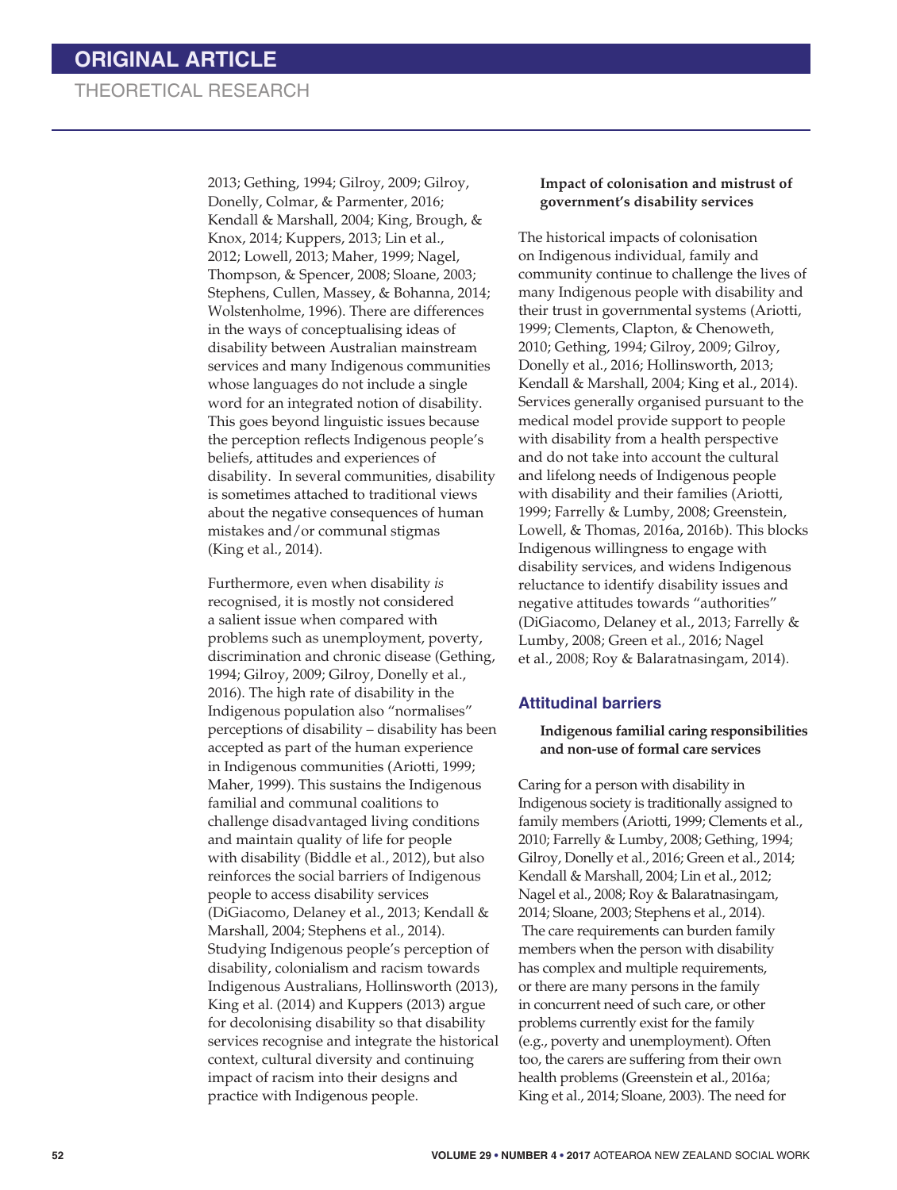2013; Gething, 1994; Gilroy, 2009; Gilroy, Donelly, Colmar, & Parmenter, 2016; Kendall & Marshall, 2004; King, Brough, & Knox, 2014; Kuppers, 2013; Lin et al., 2012; Lowell, 2013; Maher, 1999; Nagel, Thompson, & Spencer, 2008; Sloane, 2003; Stephens, Cullen, Massey, & Bohanna, 2014; Wolstenholme, 1996). There are differences in the ways of conceptualising ideas of disability between Australian mainstream services and many Indigenous communities whose languages do not include a single word for an integrated notion of disability. This goes beyond linguistic issues because the perception reflects Indigenous people's beliefs, attitudes and experiences of disability. In several communities, disability is sometimes attached to traditional views about the negative consequences of human mistakes and/or communal stigmas (King et al., 2014).

Furthermore, even when disability *is* recognised, it is mostly not considered a salient issue when compared with problems such as unemployment, poverty, discrimination and chronic disease (Gething, 1994; Gilroy, 2009; Gilroy, Donelly et al., 2016). The high rate of disability in the Indigenous population also "normalises" perceptions of disability – disability has been accepted as part of the human experience in Indigenous communities (Ariotti, 1999; Maher, 1999). This sustains the Indigenous familial and communal coalitions to challenge disadvantaged living conditions and maintain quality of life for people with disability (Biddle et al., 2012), but also reinforces the social barriers of Indigenous people to access disability services (DiGiacomo, Delaney et al., 2013; Kendall & Marshall, 2004; Stephens et al., 2014). Studying Indigenous people's perception of disability, colonialism and racism towards Indigenous Australians, Hollinsworth (2013), King et al. (2014) and Kuppers (2013) argue for decolonising disability so that disability services recognise and integrate the historical context, cultural diversity and continuing impact of racism into their designs and practice with Indigenous people.

#### Impact of colonisation and mistrust of government's disability services

The historical impacts of colonisation on Indigenous individual, family and community continue to challenge the lives of many Indigenous people with disability and their trust in governmental systems (Ariotti, 1999; Clements, Clapton, & Chenoweth, 2010; Gething, 1994; Gilroy, 2009; Gilroy, Donelly et al., 2016; Hollinsworth, 2013; Kendall & Marshall, 2004; King et al., 2014). Services generally organised pursuant to the medical model provide support to people with disability from a health perspective and do not take into account the cultural and lifelong needs of Indigenous people with disability and their families (Ariotti, 1999; Farrelly & Lumby, 2008; Greenstein, Lowell, & Thomas, 2016a, 2016b). This blocks Indigenous willingness to engage with disability services, and widens Indigenous reluctance to identify disability issues and negative attitudes towards "authorities" (DiGiacomo, Delaney et al., 2013; Farrelly & Lumby, 2008; Green et al., 2016; Nagel et al., 2008; Roy & Balaratnasingam, 2014).

### Attitudinal barriers

#### Indigenous familial caring responsibilities and non-use of formal care services

Caring for a person with disability in Indigenous society is traditionally assigned to family members (Ariotti, 1999; Clements et al., 2010; Farrelly & Lumby, 2008; Gething, 1994; Gilroy, Donelly et al., 2016; Green et al., 2014; Kendall & Marshall, 2004; Lin et al., 2012; Nagel et al., 2008; Roy & Balaratnasingam, 2014; Sloane, 2003; Stephens et al., 2014). The care requirements can burden family members when the person with disability has complex and multiple requirements, or there are many persons in the family in concurrent need of such care, or other problems currently exist for the family (e.g., poverty and unemployment). Often too, the carers are suffering from their own health problems (Greenstein et al., 2016a; King et al., 2014; Sloane, 2003). The need for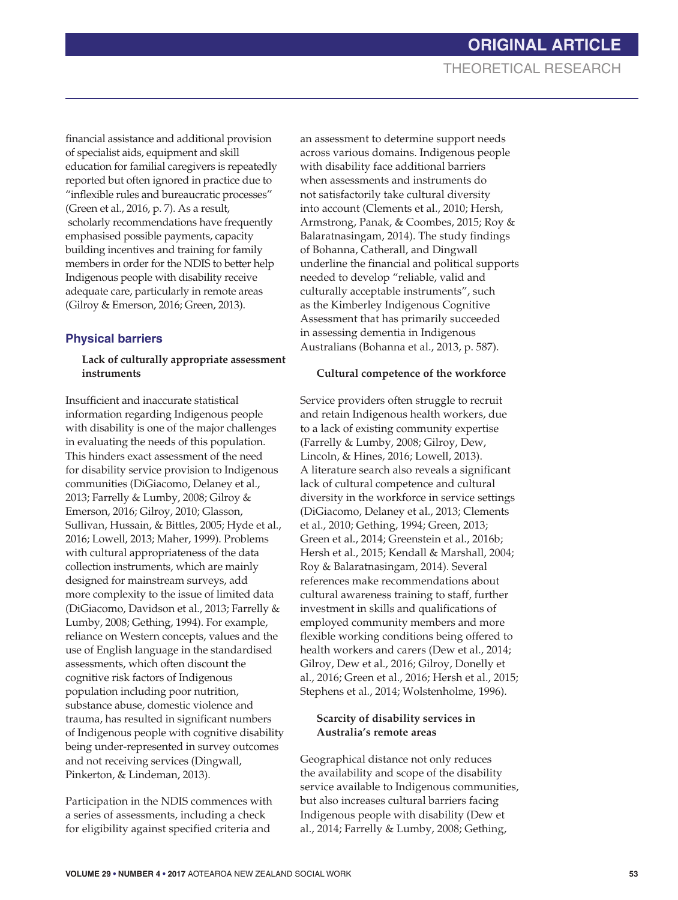financial assistance and additional provision of specialist aids, equipment and skill education for familial caregivers is repeatedly reported but often ignored in practice due to "inflexible rules and bureaucratic processes" (Green et al., 2016, p. 7). As a result, scholarly recommendations have frequently emphasised possible payments, capacity building incentives and training for family members in order for the NDIS to better help Indigenous people with disability receive adequate care, particularly in remote areas (Gilroy & Emerson, 2016; Green, 2013).

## Physical barriers

### Lack of culturally appropriate assessment instruments

Insufficient and inaccurate statistical information regarding Indigenous people with disability is one of the major challenges in evaluating the needs of this population. This hinders exact assessment of the need for disability service provision to Indigenous communities (DiGiacomo, Delaney et al., 2013; Farrelly & Lumby, 2008; Gilroy & Emerson, 2016; Gilroy, 2010; Glasson, Sullivan, Hussain, & Bittles, 2005; Hyde et al., 2016; Lowell, 2013; Maher, 1999). Problems with cultural appropriateness of the data collection instruments, which are mainly designed for mainstream surveys, add more complexity to the issue of limited data (DiGiacomo, Davidson et al., 2013; Farrelly & Lumby, 2008; Gething, 1994). For example, reliance on Western concepts, values and the use of English language in the standardised assessments, which often discount the cognitive risk factors of Indigenous population including poor nutrition, substance abuse, domestic violence and trauma, has resulted in significant numbers of Indigenous people with cognitive disability being under-represented in survey outcomes and not receiving services (Dingwall, Pinkerton, & Lindeman, 2013).

Participation in the NDIS commences with a series of assessments, including a check for eligibility against specified criteria and an assessment to determine support needs across various domains. Indigenous people with disability face additional barriers when assessments and instruments do not satisfactorily take cultural diversity into account (Clements et al., 2010; Hersh, Armstrong, Panak, & Coombes, 2015; Roy & Balaratnasingam, 2014). The study findings of Bohanna, Catherall, and Dingwall underline the financial and political supports needed to develop "reliable, valid and culturally acceptable instruments", such as the Kimberley Indigenous Cognitive Assessment that has primarily succeeded in assessing dementia in Indigenous Australians (Bohanna et al., 2013, p. 587).

### Cultural competence of the workforce

Service providers often struggle to recruit and retain Indigenous health workers, due to a lack of existing community expertise (Farrelly & Lumby, 2008; Gilroy, Dew, Lincoln, & Hines, 2016; Lowell, 2013). A literature search also reveals a significant lack of cultural competence and cultural diversity in the workforce in service settings (DiGiacomo, Delaney et al., 2013; Clements et al., 2010; Gething, 1994; Green, 2013; Green et al., 2014; Greenstein et al., 2016b; Hersh et al., 2015; Kendall & Marshall, 2004; Roy & Balaratnasingam, 2014). Several references make recommendations about cultural awareness training to staff, further investment in skills and qualifications of employed community members and more flexible working conditions being offered to health workers and carers (Dew et al., 2014; Gilroy, Dew et al., 2016; Gilroy, Donelly et al., 2016; Green et al., 2016; Hersh et al., 2015; Stephens et al., 2014; Wolstenholme, 1996).

### Scarcity of disability services in Australia's remote areas

Geographical distance not only reduces the availability and scope of the disability service available to Indigenous communities, but also increases cultural barriers facing Indigenous people with disability (Dew et al., 2014; Farrelly & Lumby, 2008; Gething,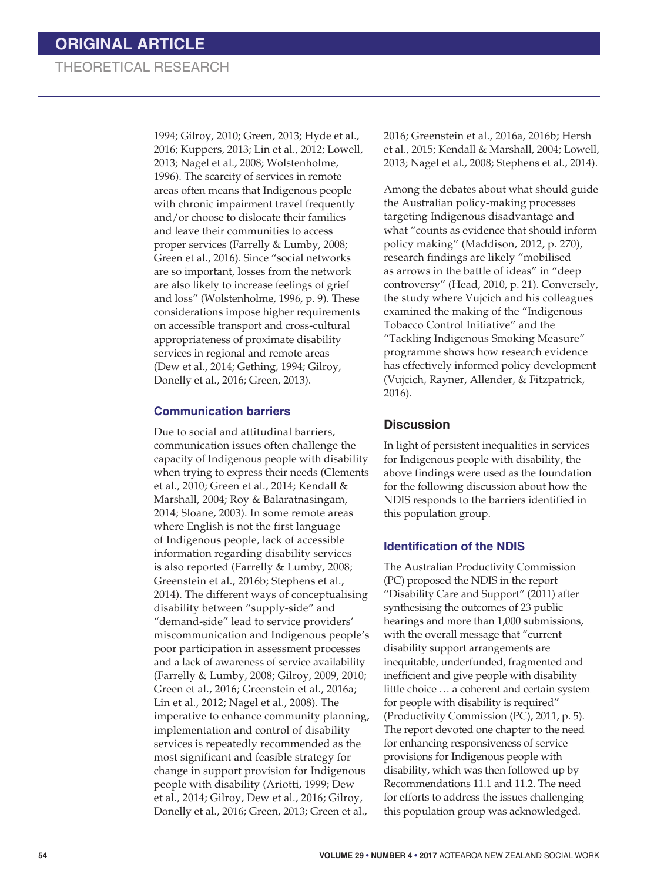1994; Gilroy, 2010; Green, 2013; Hyde et al., 2016; Kuppers, 2013; Lin et al., 2012; Lowell, 2013; Nagel et al., 2008; Wolstenholme, 1996). The scarcity of services in remote areas often means that Indigenous people with chronic impairment travel frequently and/or choose to dislocate their families and leave their communities to access proper services (Farrelly & Lumby, 2008; Green et al., 2016). Since "social networks are so important, losses from the network are also likely to increase feelings of grief and loss" (Wolstenholme, 1996, p. 9). These considerations impose higher requirements on accessible transport and cross-cultural appropriateness of proximate disability services in regional and remote areas (Dew et al., 2014; Gething, 1994; Gilroy, Donelly et al., 2016; Green, 2013).

### Communication barriers

Due to social and attitudinal barriers, communication issues often challenge the capacity of Indigenous people with disability when trying to express their needs (Clements et al., 2010; Green et al., 2014; Kendall & Marshall, 2004; Roy & Balaratnasingam, 2014; Sloane, 2003). In some remote areas where English is not the first language of Indigenous people, lack of accessible information regarding disability services is also reported (Farrelly & Lumby, 2008; Greenstein et al., 2016b; Stephens et al., 2014). The different ways of conceptualising disability between "supply-side" and "demand-side" lead to service providers' miscommunication and Indigenous people's poor participation in assessment processes and a lack of awareness of service availability (Farrelly & Lumby, 2008; Gilroy, 2009, 2010; Green et al., 2016; Greenstein et al., 2016a; Lin et al., 2012; Nagel et al., 2008). The imperative to enhance community planning, implementation and control of disability services is repeatedly recommended as the most significant and feasible strategy for change in support provision for Indigenous people with disability (Ariotti, 1999; Dew et al., 2014; Gilroy, Dew et al., 2016; Gilroy, Donelly et al., 2016; Green, 2013; Green et al., 2016; Greenstein et al., 2016a, 2016b; Hersh et al., 2015; Kendall & Marshall, 2004; Lowell, 2013; Nagel et al., 2008; Stephens et al., 2014).

Among the debates about what should guide the Australian policy-making processes targeting Indigenous disadvantage and what "counts as evidence that should inform policy making" (Maddison, 2012, p. 270), research findings are likely "mobilised as arrows in the battle of ideas" in "deep controversy" (Head, 2010, p. 21). Conversely, the study where Vujcich and his colleagues examined the making of the "Indigenous Tobacco Control Initiative" and the "Tackling Indigenous Smoking Measure" programme shows how research evidence has effectively informed policy development (Vujcich, Rayner, Allender, & Fitzpatrick, 2016).

## Discussion

In light of persistent inequalities in services for Indigenous people with disability, the above findings were used as the foundation for the following discussion about how the NDIS responds to the barriers identified in this population group.

### Identification of the NDIS

The Australian Productivity Commission (PC) proposed the NDIS in the report "Disability Care and Support" (2011) after synthesising the outcomes of 23 public hearings and more than 1,000 submissions, with the overall message that "current disability support arrangements are inequitable, underfunded, fragmented and inefficient and give people with disability little choice … a coherent and certain system for people with disability is required" (Productivity Commission (PC), 2011, p. 5). The report devoted one chapter to the need for enhancing responsiveness of service provisions for Indigenous people with disability, which was then followed up by Recommendations 11.1 and 11.2. The need for efforts to address the issues challenging this population group was acknowledged.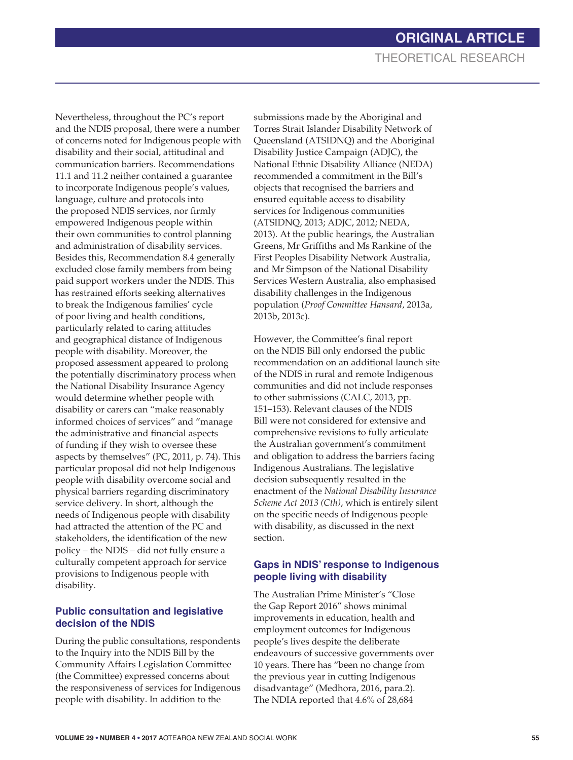Nevertheless, throughout the PC's report and the NDIS proposal, there were a number of concerns noted for Indigenous people with disability and their social, attitudinal and communication barriers. Recommendations 11.1 and 11.2 neither contained a guarantee to incorporate Indigenous people's values, language, culture and protocols into the proposed NDIS services, nor firmly empowered Indigenous people within their own communities to control planning and administration of disability services. Besides this, Recommendation 8.4 generally excluded close family members from being paid support workers under the NDIS. This has restrained efforts seeking alternatives to break the Indigenous families' cycle of poor living and health conditions, particularly related to caring attitudes and geographical distance of Indigenous people with disability. Moreover, the proposed assessment appeared to prolong the potentially discriminatory process when the National Disability Insurance Agency would determine whether people with disability or carers can "make reasonably informed choices of services" and "manage the administrative and financial aspects of funding if they wish to oversee these aspects by themselves" (PC, 2011, p. 74). This particular proposal did not help Indigenous people with disability overcome social and physical barriers regarding discriminatory service delivery. In short, although the needs of Indigenous people with disability had attracted the attention of the PC and stakeholders, the identification of the new policy – the NDIS – did not fully ensure a culturally competent approach for service provisions to Indigenous people with disability.

### Public consultation and legislative decision of the NDIS

During the public consultations, respondents to the Inquiry into the NDIS Bill by the Community Affairs Legislation Committee (the Committee) expressed concerns about the responsiveness of services for Indigenous people with disability. In addition to the submissions made by the Aboriginal and Torres Strait Islander Disability Network of Queensland (ATSIDNQ) and the Aboriginal Disability Justice Campaign (ADJC), the National Ethnic Disability Alliance (NEDA) recommended a commitment in the Bill's objects that recognised the barriers and ensured equitable access to disability services for Indigenous communities (ATSIDNQ, 2013; ADJC, 2012; NEDA, 2013). At the public hearings, the Australian Greens, Mr Griffiths and Ms Rankine of the First Peoples Disability Network Australia, and Mr Simpson of the National Disability Services Western Australia, also emphasised disability challenges in the Indigenous population (*Proof Committee Hansard*, 2013a, 2013b, 2013c).

However, the Committee's final report on the NDIS Bill only endorsed the public recommendation on an additional launch site of the NDIS in rural and remote Indigenous communities and did not include responses to other submissions (CALC, 2013, pp. 151–153). Relevant clauses of the NDIS Bill were not considered for extensive and comprehensive revisions to fully articulate the Australian government's commitment and obligation to address the barriers facing Indigenous Australians. The legislative decision subsequently resulted in the enactment of the *National Disability Insurance Scheme Act 2013 (Cth)*, which is entirely silent on the specific needs of Indigenous people with disability, as discussed in the next section.

### Gaps in NDIS' response to Indigenous people living with disability

The Australian Prime Minister's "Close the Gap Report 2016" shows minimal improvements in education, health and employment outcomes for Indigenous people's lives despite the deliberate endeavours of successive governments over 10 years. There has "been no change from the previous year in cutting Indigenous disadvantage" (Medhora, 2016, para.2). The NDIA reported that 4.6% of 28,684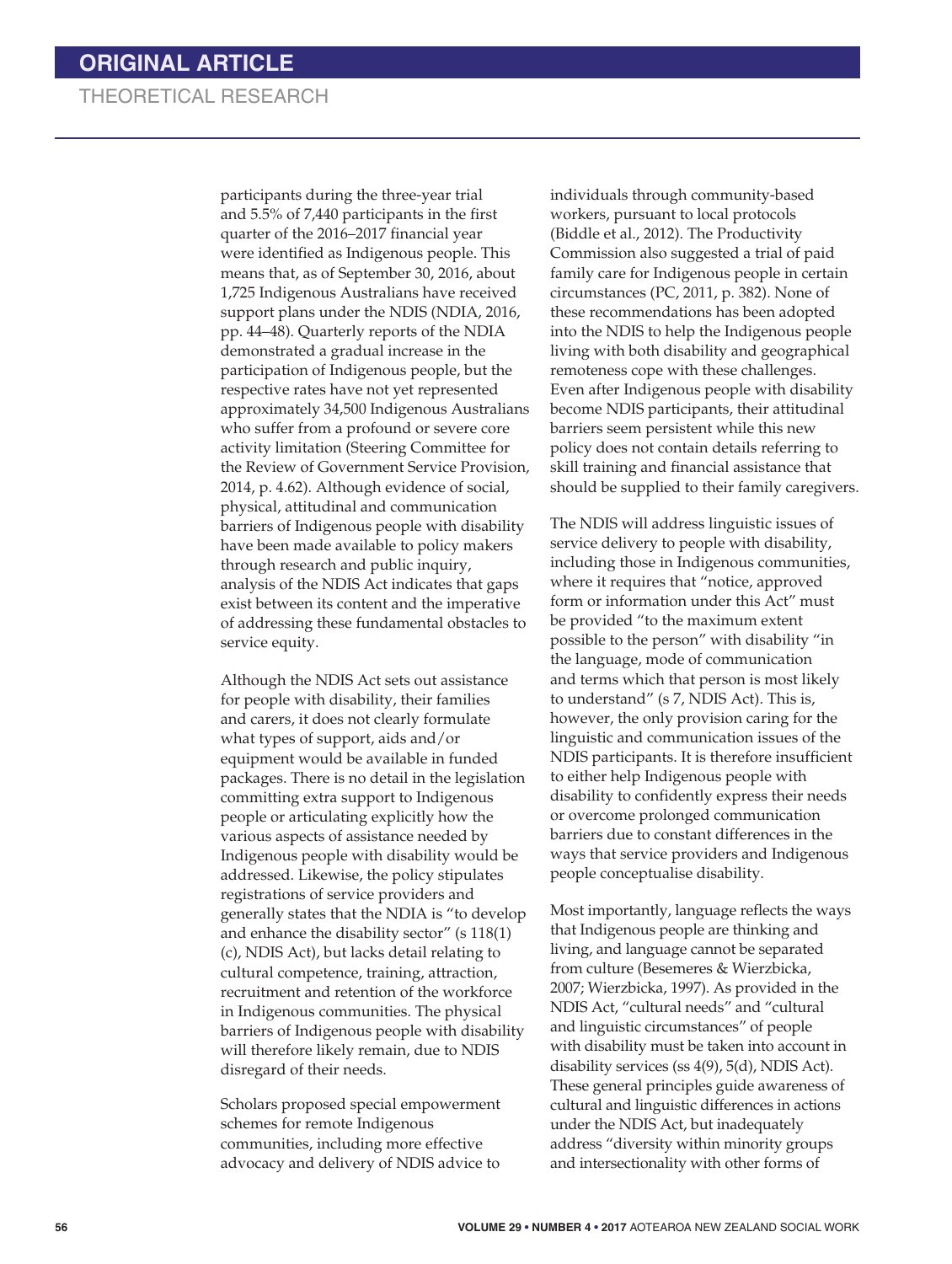participants during the three-year trial and 5.5% of 7,440 participants in the first quarter of the 2016–2017 financial year were identified as Indigenous people. This means that, as of September 30, 2016, about 1,725 Indigenous Australians have received support plans under the NDIS (NDIA, 2016, pp. 44–48). Quarterly reports of the NDIA demonstrated a gradual increase in the participation of Indigenous people, but the respective rates have not yet represented approximately 34,500 Indigenous Australians who suffer from a profound or severe core activity limitation (Steering Committee for the Review of Government Service Provision, 2014, p. 4.62). Although evidence of social, physical, attitudinal and communication barriers of Indigenous people with disability have been made available to policy makers through research and public inquiry, analysis of the NDIS Act indicates that gaps exist between its content and the imperative of addressing these fundamental obstacles to service equity.

Although the NDIS Act sets out assistance for people with disability, their families and carers, it does not clearly formulate what types of support, aids and/or equipment would be available in funded packages. There is no detail in the legislation committing extra support to Indigenous people or articulating explicitly how the various aspects of assistance needed by Indigenous people with disability would be addressed. Likewise, the policy stipulates registrations of service providers and generally states that the NDIA is "to develop and enhance the disability sector" (s 118(1)(c), NDIS Act), but lacks detail relating to cultural competence, training, attraction, recruitment and retention of the workforce in Indigenous communities. The physical barriers of Indigenous people with disability will therefore likely remain, due to NDIS disregard of their needs.

Scholars proposed special empowerment schemes for remote Indigenous communities, including more effective advocacy and delivery of NDIS advice to individuals through community-based workers, pursuant to local protocols (Biddle et al., 2012). The Productivity Commission also suggested a trial of paid family care for Indigenous people in certain circumstances (PC, 2011, p. 382). None of these recommendations has been adopted into the NDIS to help the Indigenous people living with both disability and geographical remoteness cope with these challenges. Even after Indigenous people with disability become NDIS participants, their attitudinal barriers seem persistent while this new policy does not contain details referring to skill training and financial assistance that should be supplied to their family caregivers.

The NDIS will address linguistic issues of service delivery to people with disability, including those in Indigenous communities, where it requires that "notice, approved form or information under this Act" must be provided "to the maximum extent possible to the person" with disability "in the language, mode of communication and terms which that person is most likely to understand" (s 7, NDIS Act). This is, however, the only provision caring for the linguistic and communication issues of the NDIS participants. It is therefore insufficient to either help Indigenous people with disability to confidently express their needs or overcome prolonged communication barriers due to constant differences in the ways that service providers and Indigenous people conceptualise disability.

Most importantly, language reflects the ways that Indigenous people are thinking and living, and language cannot be separated from culture (Besemeres & Wierzbicka, 2007; Wierzbicka, 1997). As provided in the NDIS Act, "cultural needs" and "cultural and linguistic circumstances" of people with disability must be taken into account in disability services (ss 4(9), 5(d), NDIS Act). These general principles guide awareness of cultural and linguistic differences in actions under the NDIS Act, but inadequately address "diversity within minority groups and intersectionality with other forms of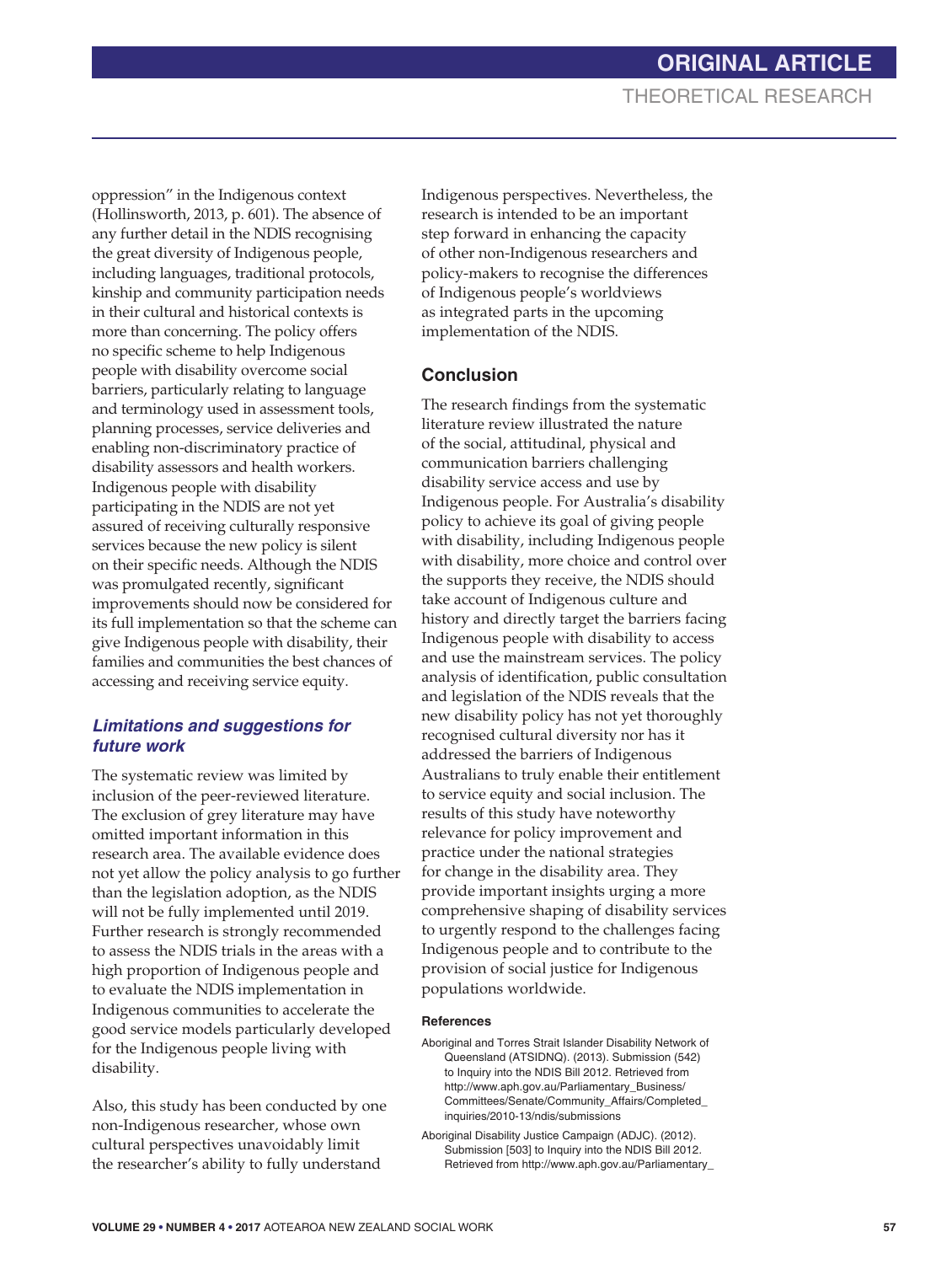oppression" in the Indigenous context (Hollinsworth, 2013, p. 601). The absence of any further detail in the NDIS recognising the great diversity of Indigenous people, including languages, traditional protocols, kinship and community participation needs in their cultural and historical contexts is more than concerning. The policy offers no specific scheme to help Indigenous people with disability overcome social barriers, particularly relating to language and terminology used in assessment tools, planning processes, service deliveries and enabling non-discriminatory practice of disability assessors and health workers. Indigenous people with disability participating in the NDIS are not yet assured of receiving culturally responsive services because the new policy is silent on their specific needs. Although the NDIS was promulgated recently, significant improvements should now be considered for its full implementation so that the scheme can give Indigenous people with disability, their families and communities the best chances of accessing and receiving service equity.

### *Limitations and suggestions for future work*

The systematic review was limited by inclusion of the peer-reviewed literature. The exclusion of grey literature may have omitted important information in this research area. The available evidence does not yet allow the policy analysis to go further than the legislation adoption, as the NDIS will not be fully implemented until 2019. Further research is strongly recommended to assess the NDIS trials in the areas with a high proportion of Indigenous people and to evaluate the NDIS implementation in Indigenous communities to accelerate the good service models particularly developed for the Indigenous people living with disability.

Also, this study has been conducted by one non-Indigenous researcher, whose own cultural perspectives unavoidably limit the researcher's ability to fully understand Indigenous perspectives. Nevertheless, the research is intended to be an important step forward in enhancing the capacity of other non-Indigenous researchers and policy-makers to recognise the differences of Indigenous people's worldviews as integrated parts in the upcoming implementation of the NDIS.

## Conclusion

The research findings from the systematic literature review illustrated the nature of the social, attitudinal, physical and communication barriers challenging disability service access and use by Indigenous people. For Australia's disability policy to achieve its goal of giving people with disability, including Indigenous people with disability, more choice and control over the supports they receive, the NDIS should take account of Indigenous culture and history and directly target the barriers facing Indigenous people with disability to access and use the mainstream services. The policy analysis of identification, public consultation and legislation of the NDIS reveals that the new disability policy has not yet thoroughly recognised cultural diversity nor has it addressed the barriers of Indigenous Australians to truly enable their entitlement to service equity and social inclusion. The results of this study have noteworthy relevance for policy improvement and practice under the national strategies for change in the disability area. They provide important insights urging a more comprehensive shaping of disability services to urgently respond to the challenges facing Indigenous people and to contribute to the provision of social justice for Indigenous populations worldwide.

#### References

Aboriginal and Torres Strait Islander Disability Network of Queensland (ATSIDNQ). (2013). Submission (542) to Inquiry into the NDIS Bill 2012. Retrieved from http://www.aph.gov.au/Parliamentary_Business/Committees/Senate/Community_Affairs/Completed_inquiries/2010-13/ndis/submissions

Aboriginal Disability Justice Campaign (ADJC). (2012). Submission [503] to Inquiry into the NDIS Bill 2012. Retrieved from http://www.aph.gov.au/Parliamentary_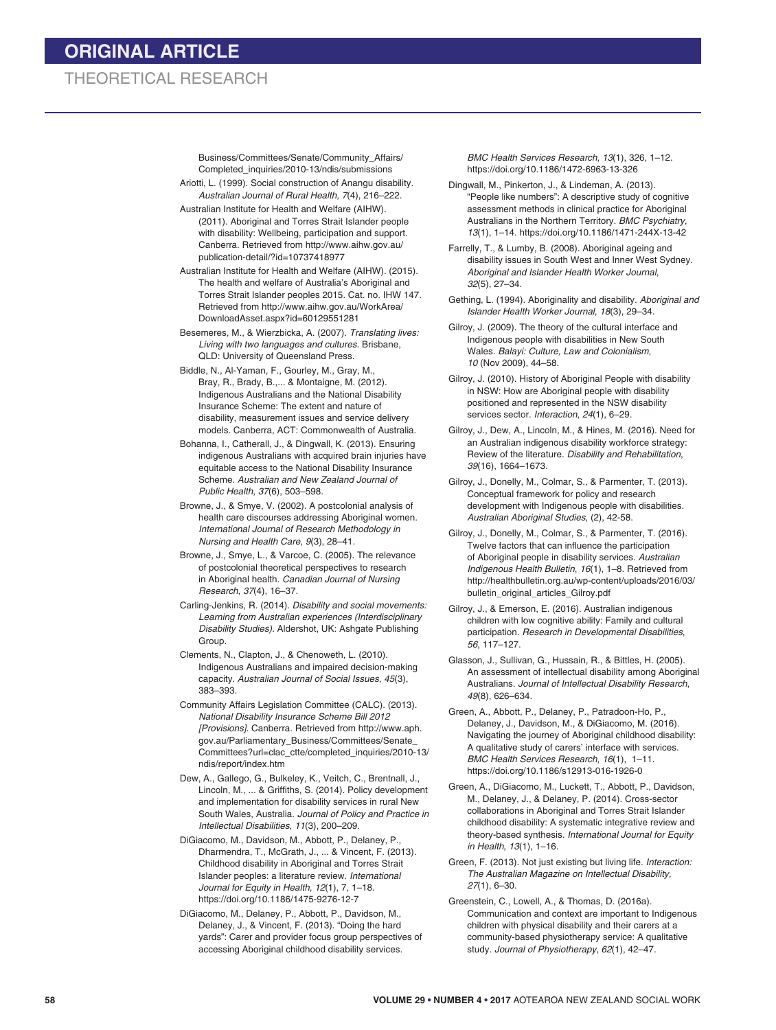Business/Committees/Senate/Community_Affairs/Completed_inquiries/2010-13/ndis/submissions

Ariotti, L. (1999). Social construction of Anangu disability. *Australian Journal of Rural Health*, *7*(4), 216–222.

Australian Institute for Health and Welfare (AIHW). (2011). Aboriginal and Torres Strait Islander people with disability: Wellbeing, participation and support. Canberra. Retrieved from http://www.aihw.gov.au/publication-detail/?id=10737418977

Australian Institute for Health and Welfare (AIHW). (2015). The health and welfare of Australia's Aboriginal and Torres Strait Islander peoples 2015. Cat. no. IHW 147. Retrieved from http://www.aihw.gov.au/WorkArea/DownloadAsset.aspx?id=60129551281

Besemeres, M., & Wierzbicka, A. (2007). *Translating lives: Living with two languages and cultures*. Brisbane, QLD: University of Queensland Press.

Biddle, N., Al-Yaman, F., Gourley, M., Gray, M., Bray, R., Brady, B.,... & Montaigne, M. (2012). Indigenous Australians and the National Disability Insurance Scheme: The extent and nature of disability, measurement issues and service delivery models. Canberra, ACT: Commonwealth of Australia.

Bohanna, I., Catherall, J., & Dingwall, K. (2013). Ensuring indigenous Australians with acquired brain injuries have equitable access to the National Disability Insurance Scheme. *Australian and New Zealand Journal of Public Health*, *37*(6), 503–598.

Browne, J., & Smye, V. (2002). A postcolonial analysis of health care discourses addressing Aboriginal women. *International Journal of Research Methodology in Nursing and Health Care, 9*(3), 28–41.

Browne, J., Smye, L., & Varcoe, C. (2005). The relevance of postcolonial theoretical perspectives to research in Aboriginal health. *Canadian Journal of Nursing Research*, *37*(4), 16–37.

Carling-Jenkins, R. (2014). *Disability and social movements: Learning from Australian experiences (Interdisciplinary Disability Studies).* Aldershot, UK: Ashgate Publishing Group.

Clements, N., Clapton, J., & Chenoweth, L. (2010). Indigenous Australians and impaired decision-making capacity. *Australian Journal of Social Issues*, *45*(3), 383–393.

Community Affairs Legislation Committee (CALC). (2013). *National Disability Insurance Scheme Bill 2012 [Provisions]*. Canberra. Retrieved from http://www.aph.gov.au/Parliamentary_Business/Committees/Senate_Committees?url=clac_ctte/completed_inquiries/2010-13/ndis/report/index.htm

Dew, A., Gallego, G., Bulkeley, K., Veitch, C., Brentnall, J., Lincoln, M., ... & Griffiths, S. (2014). Policy development and implementation for disability services in rural New South Wales, Australia. *Journal of Policy and Practice in Intellectual Disabilities*, *11*(3), 200–209.

DiGiacomo, M., Davidson, M., Abbott, P., Delaney, P., Dharmendra, T., McGrath, J., ... & Vincent, F. (2013). Childhood disability in Aboriginal and Torres Strait Islander peoples: a literature review. *International Journal for Equity in Health*, *12*(1), 7, 1–18. https://doi.org/10.1186/1475-9276-12-7

DiGiacomo, M., Delaney, P., Abbott, P., Davidson, M., Delaney, J., & Vincent, F. (2013). "Doing the hard yards": Carer and provider focus group perspectives of accessing Aboriginal childhood disability services. *BMC Health Services Research*, *13*(1), 326, 1–12. https://doi.org/10.1186/1472-6963-13-326

Dingwall, M., Pinkerton, J., & Lindeman, A. (2013). "People like numbers": A descriptive study of cognitive assessment methods in clinical practice for Aboriginal Australians in the Northern Territory. *BMC Psychiatry, 13*(1), 1–14. https://doi.org/10.1186/1471-244X-13-42

Farrelly, T., & Lumby, B. (2008). Aboriginal ageing and disability issues in South West and Inner West Sydney. *Aboriginal and Islander Health Worker Journal*, *32*(5), 27–34.

Gething, L. (1994). Aboriginality and disability. *Aboriginal and Islander Health Worker Journal*, *18*(3), 29–34.

Gilroy, J. (2009). The theory of the cultural interface and Indigenous people with disabilities in New South Wales. *Balayi: Culture, Law and Colonialism*, *10* (Nov 2009), 44–58.

Gilroy, J. (2010). History of Aboriginal People with disability in NSW: How are Aboriginal people with disability positioned and represented in the NSW disability services sector. *Interaction*, *24*(1), 6–29.

Gilroy, J., Dew, A., Lincoln, M., & Hines, M. (2016). Need for an Australian indigenous disability workforce strategy: Review of the literature. *Disability and Rehabilitation*, *39*(16), 1664–1673.

Gilroy, J., Donelly, M., Colmar, S., & Parmenter, T. (2013). Conceptual framework for policy and research development with Indigenous people with disabilities. *Australian Aboriginal Studies*, (2), 42-58.

Gilroy, J., Donelly, M., Colmar, S., & Parmenter, T. (2016). Twelve factors that can influence the participation of Aboriginal people in disability services. *Australian Indigenous Health Bulletin*, *16*(1), 1–8. Retrieved from http://healthbulletin.org.au/wp-content/uploads/2016/03/bulletin_original_articles_Gilroy.pdf

Gilroy, J., & Emerson, E. (2016). Australian indigenous children with low cognitive ability: Family and cultural participation. *Research in Developmental Disabilities*, *56*, 117–127.

Glasson, J., Sullivan, G., Hussain, R., & Bittles, H. (2005). An assessment of intellectual disability among Aboriginal Australians. *Journal of Intellectual Disability Research*, *49*(8), 626–634.

Green, A., Abbott, P., Delaney, P., Patradoon-Ho, P., Delaney, J., Davidson, M., & DiGiacomo, M. (2016). Navigating the journey of Aboriginal childhood disability: A qualitative study of carers' interface with services. *BMC Health Services Research*, *16*(1), 1–11. https://doi.org/10.1186/s12913-016-1926-0

Green, A., DiGiacomo, M., Luckett, T., Abbott, P., Davidson, M., Delaney, J., & Delaney, P. (2014). Cross-sector collaborations in Aboriginal and Torres Strait Islander childhood disability: A systematic integrative review and theory-based synthesis. *International Journal for Equity in Health*, *13*(1), 1–16.

Green, F. (2013). Not just existing but living life. *Interaction: The Australian Magazine on Intellectual Disability, 27*(1), 6–30.

Greenstein, C., Lowell, A., & Thomas, D. (2016a). Communication and context are important to Indigenous children with physical disability and their carers at a community-based physiotherapy service: A qualitative study. *Journal of Physiotherapy*, *62*(1), 42–47.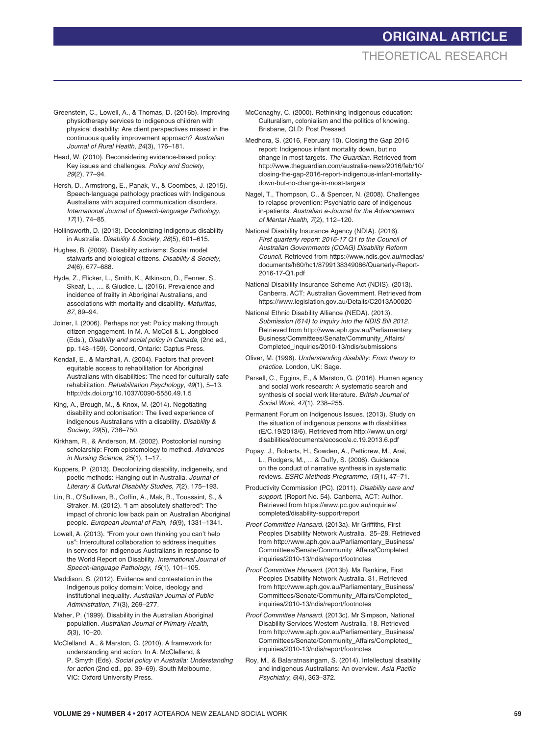Greenstein, C., Lowell, A., & Thomas, D. (2016b). Improving physiotherapy services to indigenous children with physical disability: Are client perspectives missed in the continuous quality improvement approach? *Australian Journal of Rural Health*, *24*(3), 176–181.

Head, W. (2010). Reconsidering evidence-based policy: Key issues and challenges. *Policy and Society, 29*(2), 77–94.

Hersh, D., Armstrong, E., Panak, V., & Coombes, J. (2015). Speech-language pathology practices with Indigenous Australians with acquired communication disorders. *International Journal of Speech-language Pathology*, *17*(1), 74–85.

Hollinsworth, D. (2013). Decolonizing Indigenous disability in Australia. *Disability & Society*, *28*(5), 601–615.

Hughes, B. (2009). Disability activisms: Social model stalwarts and biological citizens. *Disability & Society*, *24*(6), 677–688.

Hyde, Z., Flicker, L., Smith, K., Atkinson, D., Fenner, S., Skeaf, L., .... & Giudice, L. (2016). Prevalence and incidence of frailty in Aboriginal Australians, and associations with mortality and disability. *Maturitas*, *87*, 89–94.

Joiner, I. (2006). Perhaps not yet: Policy making through citizen engagement. In M. A. McColl & L. Jongbloed (Eds.), *Disability and social policy in Canada*, (2nd ed., pp. 148–159). Concord, Ontario: Captus Press.

Kendall, E., & Marshall, A. (2004). Factors that prevent equitable access to rehabilitation for Aboriginal Australians with disabilities: The need for culturally safe rehabilitation. *Rehabilitation Psychology*, *49*(1), 5–13. http://dx.doi.org/10.1037/0090-5550.49.1.5

King, A., Brough, M., & Knox, M. (2014). Negotiating disability and colonisation: The lived experience of indigenous Australians with a disability. *Disability & Society*, *29*(5), 738–750.

Kirkham, R., & Anderson, M. (2002). Postcolonial nursing scholarship: From epistemology to method. *Advances in Nursing Science*, *25*(1), 1–17.

Kuppers, P. (2013). Decolonizing disability, indigeneity, and poetic methods: Hanging out in Australia. *Journal of Literary & Cultural Disability Studies*, *7*(2), 175–193.

Lin, B., O'Sullivan, B., Coffin, A., Mak, B., Toussaint, S., & Straker, M. (2012). "I am absolutely shattered": The impact of chronic low back pain on Australian Aboriginal people. *European Journal of Pain*, *16*(9), 1331–1341.

Lowell, A. (2013). "From your own thinking you can't help us": Intercultural collaboration to address inequities in services for indigenous Australians in response to the World Report on Disability. *International Journal of Speech-language Pathology*, *15*(1), 101–105.

Maddison, S. (2012). Evidence and contestation in the Indigenous policy domain: Voice, ideology and institutional inequality. *Australian Journal of Public Administration, 71*(3), 269–277.

Maher, P. (1999). Disability in the Australian Aboriginal population. *Australian Journal of Primary Health*, *5*(3), 10–20.

McClelland, A., & Marston, G. (2010). A framework for understanding and action. In A. McClelland, & P. Smyth (Eds), *Social policy in Australia: Understanding for action* (2nd ed., pp. 39–69). South Melbourne, VIC: Oxford University Press.

McConaghy, C. (2000). Rethinking indigenous education: Culturalism, colonialism and the politics of knowing. Brisbane, QLD: Post Pressed.

Medhora, S. (2016, February 10). Closing the Gap 2016 report: Indigenous infant mortality down, but no change in most targets. *The Guardian*. Retrieved from http://www.theguardian.com/australia-news/2016/feb/10/closing-the-gap-2016-report-indigenous-infant-mortality-down-but-no-change-in-most-targets

Nagel, T., Thompson, C., & Spencer, N. (2008). Challenges to relapse prevention: Psychiatric care of indigenous in-patients. *Australian e-Journal for the Advancement of Mental Health*, *7*(2), 112–120.

National Disability Insurance Agency (NDIA). (2016). *First quarterly report: 2016-17 Q1 to the Council of Australian Governments (COAG) Disability Reform Council.* Retrieved from https://www.ndis.gov.au/medias/documents/h60/hc1/8799138349086/Quarterly-Report-2016-17-Q1.pdf

National Disability Insurance Scheme Act (NDIS). (2013). Canberra, ACT: Australian Government. Retrieved from https://www.legislation.gov.au/Details/C2013A00020

National Ethnic Disability Alliance (NEDA). (2013). *Submission (614) to Inquiry into the NDIS Bill 2012*. Retrieved from http://www.aph.gov.au/Parliamentary_Business/Committees/Senate/Community_Affairs/Completed_inquiries/2010-13/ndis/submissions

Oliver, M. (1996). *Understanding disability: From theory to practice.* London, UK: Sage.

Parsell, C., Eggins, E., & Marston, G. (2016). Human agency and social work research: A systematic search and synthesis of social work literature. *British Journal of Social Work, 47*(1), 238–255.

Permanent Forum on Indigenous Issues. (2013). Study on the situation of indigenous persons with disabilities (E/C.19/2013/6). Retrieved from http://www.un.org/disabilities/documents/ecosoc/e.c.19.2013.6.pdf

Popay, J., Roberts, H., Sowden, A., Petticrew, M., Arai, L., Rodgers, M., ... & Duffy, S. (2006). Guidance on the conduct of narrative synthesis in systematic reviews. *ESRC Methods Programme*, *15*(1), 47–71.

Productivity Commission (PC). (2011). *Disability care and support.* (Report No. 54). Canberra, ACT: Author. Retrieved from https://www.pc.gov.au/inquiries/completed/disability-support/report

*Proof Committee Hansard*. (2013a). Mr Griffiths, First Peoples Disability Network Australia. 25–28. Retrieved from http://www.aph.gov.au/Parliamentary_Business/Committees/Senate/Community_Affairs/Completed_inquiries/2010-13/ndis/report/footnotes

*Proof Committee Hansard*. (2013b). Ms Rankine, First Peoples Disability Network Australia. 31. Retrieved from http://www.aph.gov.au/Parliamentary_Business/Committees/Senate/Community_Affairs/Completed_inquiries/2010-13/ndis/report/footnotes

*Proof Committee Hansard*. (2013c). Mr Simpson, National Disability Services Western Australia. 18. Retrieved from http://www.aph.gov.au/Parliamentary_Business/Committees/Senate/Community_Affairs/Completed_inquiries/2010-13/ndis/report/footnotes

Roy, M., & Balaratnasingam, S. (2014). Intellectual disability and indigenous Australians: An overview. *Asia Pacific Psychiatry*, *6*(4), 363–372.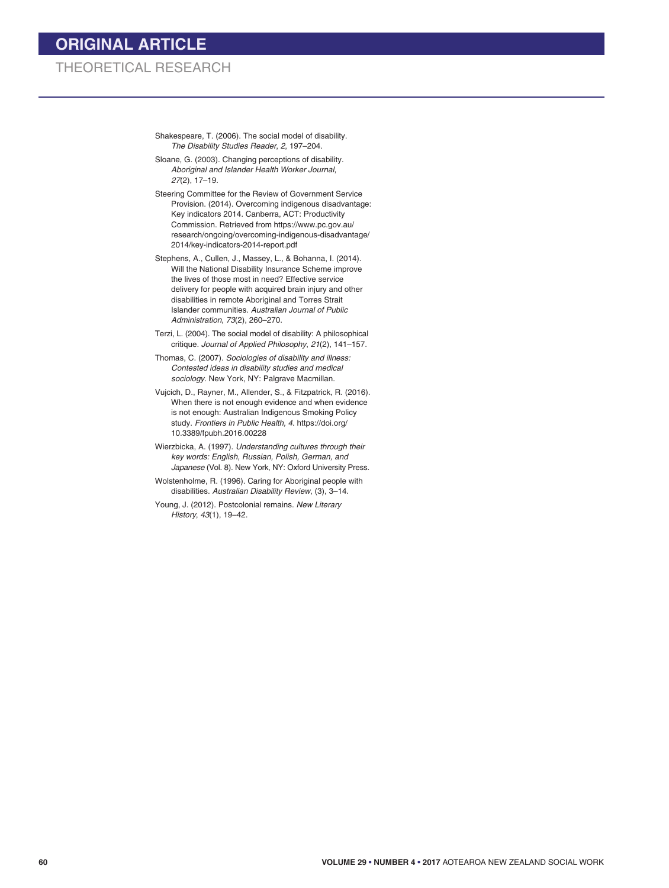Shakespeare, T. (2006). The social model of disability. *The Disability Studies Reader*, *2*, 197–204.

Sloane, G. (2003). Changing perceptions of disability. *Aboriginal and Islander Health Worker Journal*, *27*(2), 17–19.

Steering Committee for the Review of Government Service Provision. (2014). Overcoming indigenous disadvantage: Key indicators 2014. Canberra, ACT: Productivity Commission. Retrieved from https://www.pc.gov.au/research/ongoing/overcoming-indigenous-disadvantage/2014/key-indicators-2014-report.pdf

Stephens, A., Cullen, J., Massey, L., & Bohanna, I. (2014). Will the National Disability Insurance Scheme improve the lives of those most in need? Effective service delivery for people with acquired brain injury and other disabilities in remote Aboriginal and Torres Strait Islander communities. *Australian Journal of Public Administration*, *73*(2), 260–270.

Terzi, L. (2004). The social model of disability: A philosophical critique. *Journal of Applied Philosophy*, *21*(2), 141–157.

Thomas, C. (2007). *Sociologies of disability and illness: Contested ideas in disability studies and medical sociology*. New York, NY: Palgrave Macmillan.

Vujcich, D., Rayner, M., Allender, S., & Fitzpatrick, R. (2016). When there is not enough evidence and when evidence is not enough: Australian Indigenous Smoking Policy study. *Frontiers in Public Health*, *4*. https://doi.org/10.3389/fpubh.2016.00228

Wierzbicka, A. (1997). *Understanding cultures through their key words: English, Russian, Polish, German, and Japanese* (Vol. 8). New York, NY: Oxford University Press.

Wolstenholme, R. (1996). Caring for Aboriginal people with disabilities. *Australian Disability Review*, (3), 3–14.

Young, J. (2012). Postcolonial remains. *New Literary History*, *43*(1), 19–42.